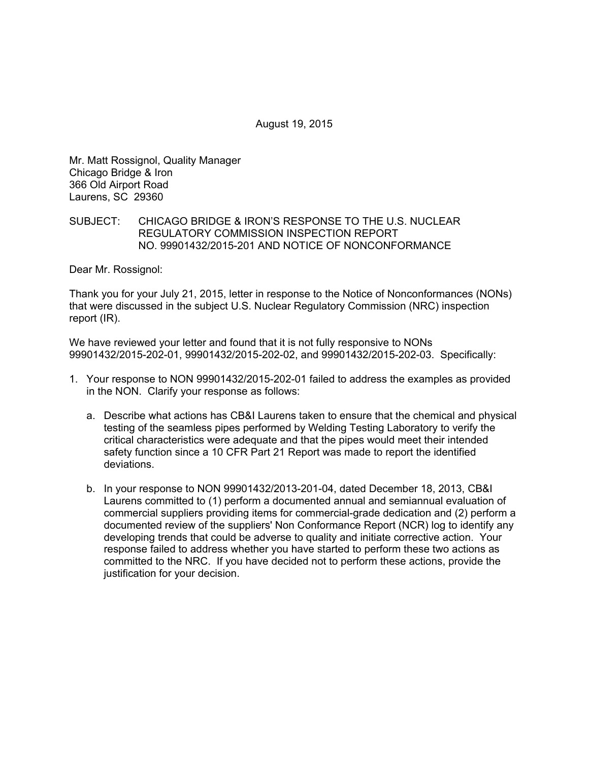August 19, 2015

Mr. Matt Rossignol, Quality Manager
Chicago Bridge & Iron
366 Old Airport Road
Laurens, SC 29360

SUBJECT: CHICAGO BRIDGE & IRON'S RESPONSE TO THE U.S. NUCLEAR REGULATORY COMMISSION INSPECTION REPORT NO. 99901432/2015-201 AND NOTICE OF NONCONFORMANCE

Dear Mr. Rossignol:

Thank you for your July 21, 2015, letter in response to the Notice of Nonconformances (NONs) that were discussed in the subject U.S. Nuclear Regulatory Commission (NRC) inspection report (IR).

We have reviewed your letter and found that it is not fully responsive to NONs 99901432/2015-202-01, 99901432/2015-202-02, and 99901432/2015-202-03. Specifically:

1. Your response to NON 99901432/2015-202-01 failed to address the examples as provided in the NON. Clarify your response as follows:

   a. Describe what actions has CB&I Laurens taken to ensure that the chemical and physical testing of the seamless pipes performed by Welding Testing Laboratory to verify the critical characteristics were adequate and that the pipes would meet their intended safety function since a 10 CFR Part 21 Report was made to report the identified deviations.

   b. In your response to NON 99901432/2013-201-04, dated December 18, 2013, CB&I Laurens committed to (1) perform a documented annual and semiannual evaluation of commercial suppliers providing items for commercial-grade dedication and (2) perform a documented review of the suppliers' Non Conformance Report (NCR) log to identify any developing trends that could be adverse to quality and initiate corrective action. Your response failed to address whether you have started to perform these two actions as committed to the NRC. If you have decided not to perform these actions, provide the justification for your decision.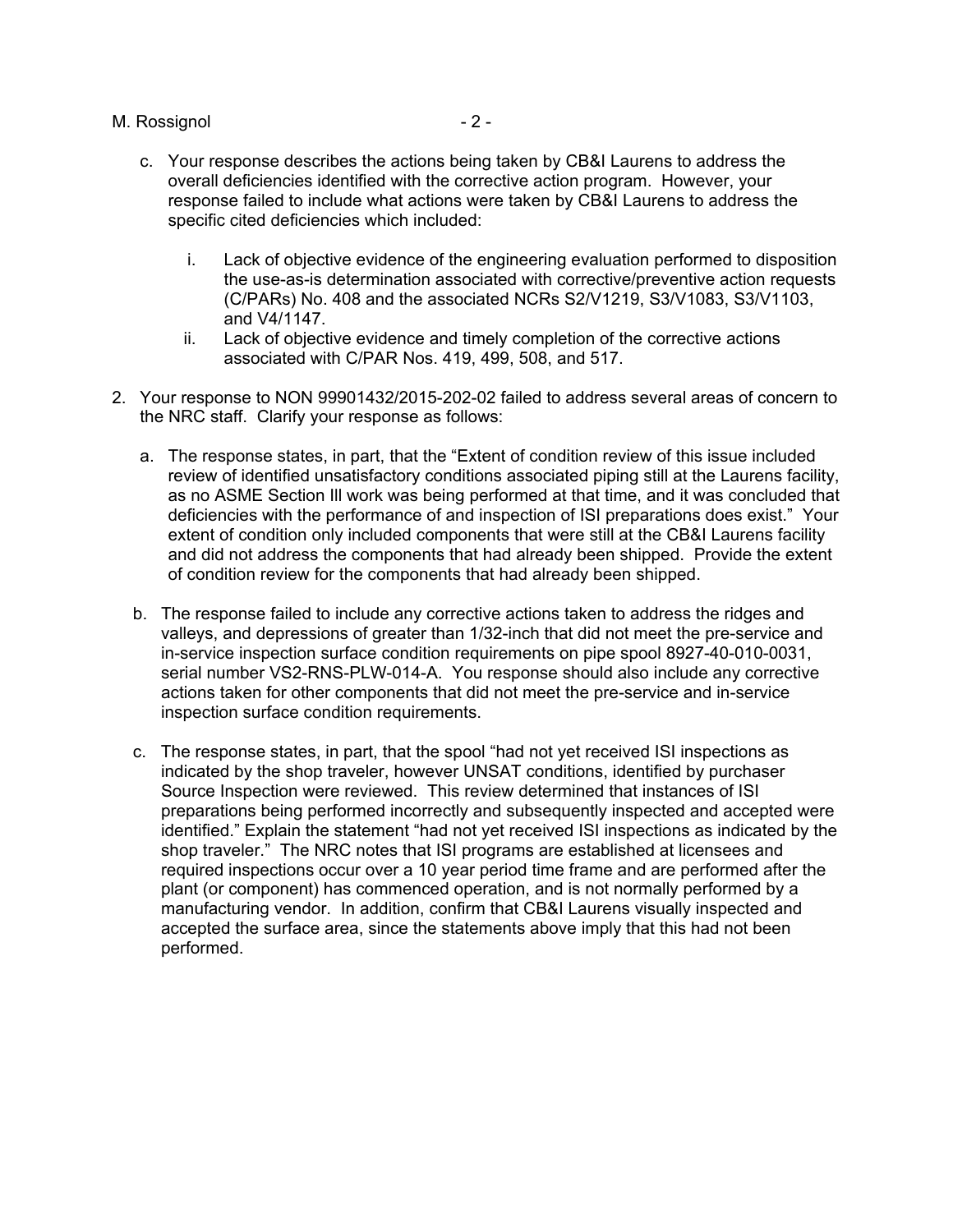c. Your response describes the actions being taken by CB&I Laurens to address the overall deficiencies identified with the corrective action program. However, your response failed to include what actions were taken by CB&I Laurens to address the specific cited deficiencies which included:

   i. Lack of objective evidence of the engineering evaluation performed to disposition the use-as-is determination associated with corrective/preventive action requests (C/PARs) No. 408 and the associated NCRs S2/V1219, S3/V1083, S3/V1103, and V4/1147.

   ii. Lack of objective evidence and timely completion of the corrective actions associated with C/PAR Nos. 419, 499, 508, and 517.

2. Your response to NON 99901432/2015-202-02 failed to address several areas of concern to the NRC staff. Clarify your response as follows:

   a. The response states, in part, that the "Extent of condition review of this issue included review of identified unsatisfactory conditions associated piping still at the Laurens facility, as no ASME Section III work was being performed at that time, and it was concluded that deficiencies with the performance of and inspection of ISI preparations does exist." Your extent of condition only included components that were still at the CB&I Laurens facility and did not address the components that had already been shipped. Provide the extent of condition review for the components that had already been shipped.

   b. The response failed to include any corrective actions taken to address the ridges and valleys, and depressions of greater than 1/32-inch that did not meet the pre-service and in-service inspection surface condition requirements on pipe spool 8927-40-010-0031, serial number VS2-RNS-PLW-014-A. You response should also include any corrective actions taken for other components that did not meet the pre-service and in-service inspection surface condition requirements.

   c. The response states, in part, that the spool "had not yet received ISI inspections as indicated by the shop traveler, however UNSAT conditions, identified by purchaser Source Inspection were reviewed. This review determined that instances of ISI preparations being performed incorrectly and subsequently inspected and accepted were identified." Explain the statement "had not yet received ISI inspections as indicated by the shop traveler." The NRC notes that ISI programs are established at licensees and required inspections occur over a 10 year period time frame and are performed after the plant (or component) has commenced operation, and is not normally performed by a manufacturing vendor. In addition, confirm that CB&I Laurens visually inspected and accepted the surface area, since the statements above imply that this had not been performed.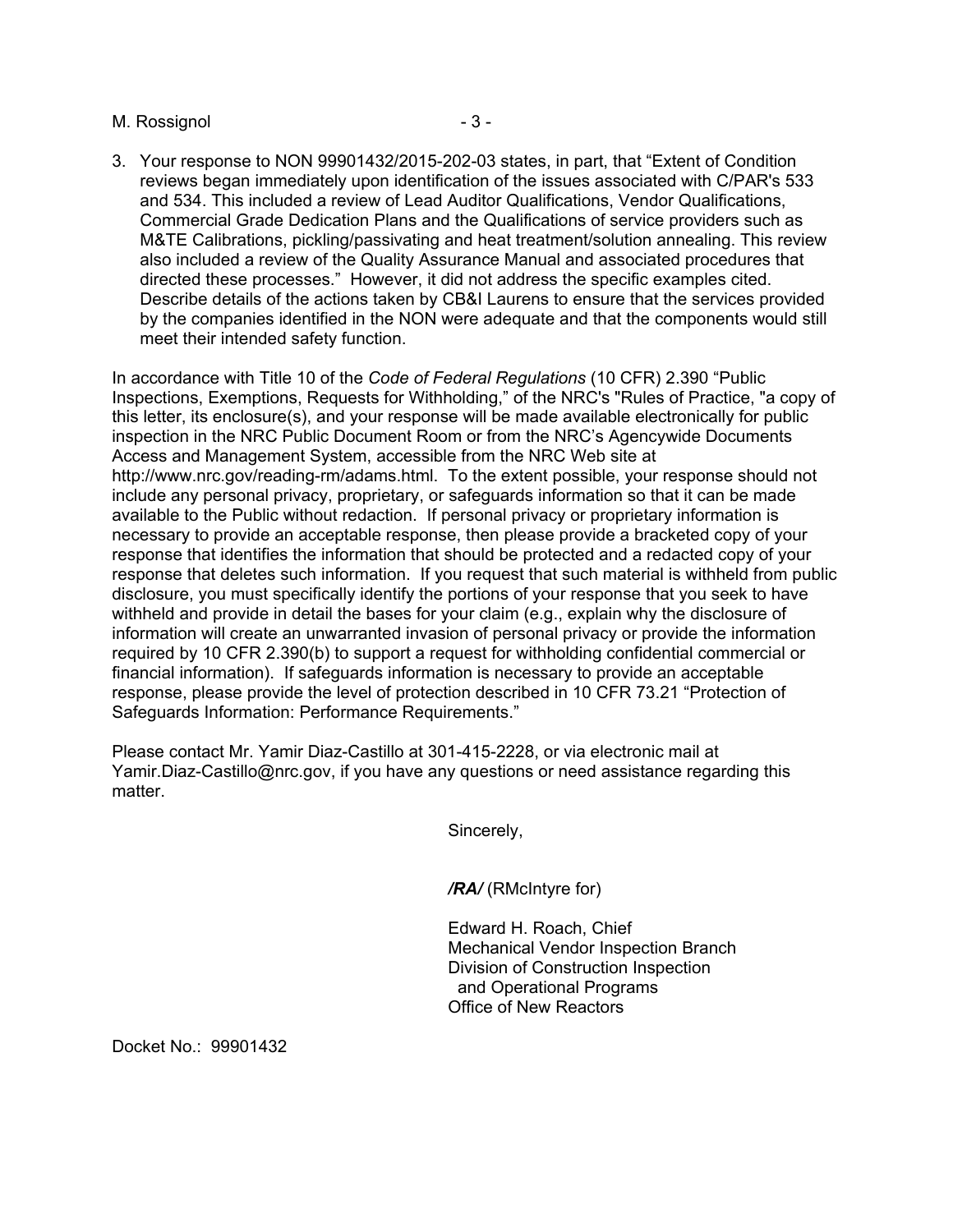3. Your response to NON 99901432/2015-202-03 states, in part, that "Extent of Condition reviews began immediately upon identification of the issues associated with C/PAR's 533 and 534. This included a review of Lead Auditor Qualifications, Vendor Qualifications, Commercial Grade Dedication Plans and the Qualifications of service providers such as M&TE Calibrations, pickling/passivating and heat treatment/solution annealing. This review also included a review of the Quality Assurance Manual and associated procedures that directed these processes." However, it did not address the specific examples cited. Describe details of the actions taken by CB&I Laurens to ensure that the services provided by the companies identified in the NON were adequate and that the components would still meet their intended safety function.

In accordance with Title 10 of the *Code of Federal Regulations* (10 CFR) 2.390 "Public Inspections, Exemptions, Requests for Withholding," of the NRC's "Rules of Practice, "a copy of this letter, its enclosure(s), and your response will be made available electronically for public inspection in the NRC Public Document Room or from the NRC's Agencywide Documents Access and Management System, accessible from the NRC Web site at http://www.nrc.gov/reading-rm/adams.html. To the extent possible, your response should not include any personal privacy, proprietary, or safeguards information so that it can be made available to the Public without redaction. If personal privacy or proprietary information is necessary to provide an acceptable response, then please provide a bracketed copy of your response that identifies the information that should be protected and a redacted copy of your response that deletes such information. If you request that such material is withheld from public disclosure, you must specifically identify the portions of your response that you seek to have withheld and provide in detail the bases for your claim (e.g., explain why the disclosure of information will create an unwarranted invasion of personal privacy or provide the information required by 10 CFR 2.390(b) to support a request for withholding confidential commercial or financial information). If safeguards information is necessary to provide an acceptable response, please provide the level of protection described in 10 CFR 73.21 "Protection of Safeguards Information: Performance Requirements."

Please contact Mr. Yamir Diaz-Castillo at 301-415-2228, or via electronic mail at Yamir.Diaz-Castillo@nrc.gov, if you have any questions or need assistance regarding this matter.

Sincerely,

***/RA/*** (RMcIntyre for)

Edward H. Roach, Chief
Mechanical Vendor Inspection Branch
Division of Construction Inspection
and Operational Programs
Office of New Reactors

Docket No.: 99901432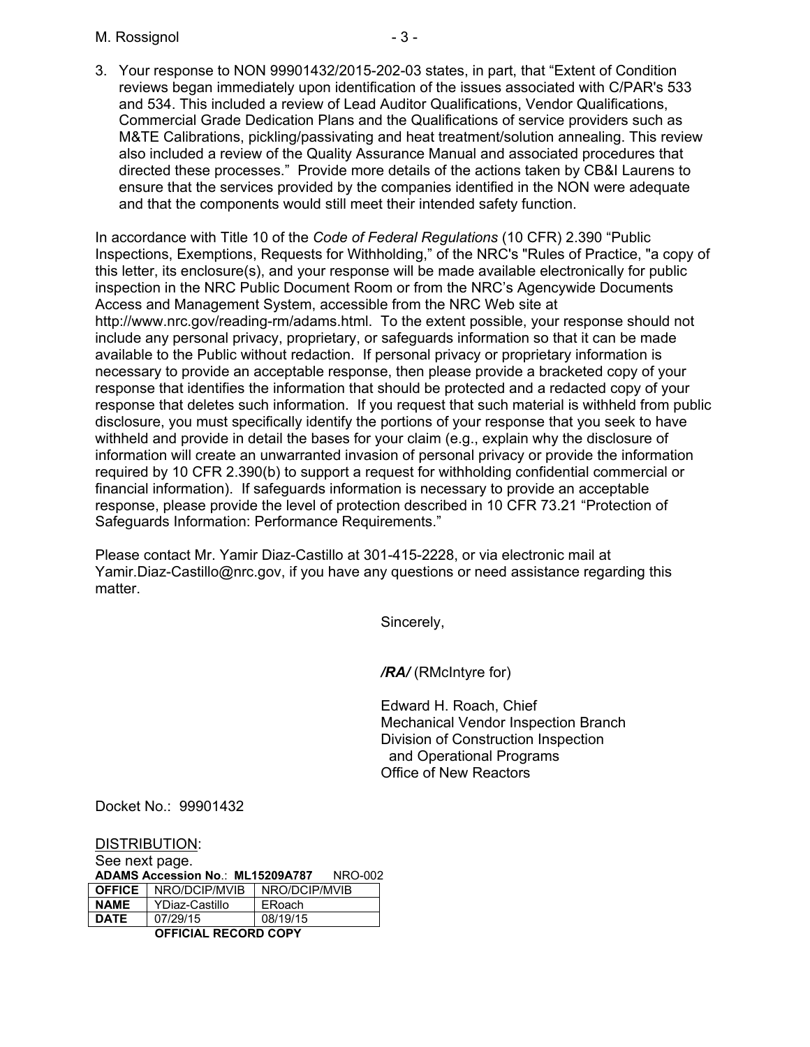3. Your response to NON 99901432/2015-202-03 states, in part, that "Extent of Condition reviews began immediately upon identification of the issues associated with C/PAR's 533 and 534. This included a review of Lead Auditor Qualifications, Vendor Qualifications, Commercial Grade Dedication Plans and the Qualifications of service providers such as M&TE Calibrations, pickling/passivating and heat treatment/solution annealing. This review also included a review of the Quality Assurance Manual and associated procedures that directed these processes." Provide more details of the actions taken by CB&I Laurens to ensure that the services provided by the companies identified in the NON were adequate and that the components would still meet their intended safety function.

In accordance with Title 10 of the *Code of Federal Regulations* (10 CFR) 2.390 "Public Inspections, Exemptions, Requests for Withholding," of the NRC's "Rules of Practice, "a copy of this letter, its enclosure(s), and your response will be made available electronically for public inspection in the NRC Public Document Room or from the NRC's Agencywide Documents Access and Management System, accessible from the NRC Web site at http://www.nrc.gov/reading-rm/adams.html. To the extent possible, your response should not include any personal privacy, proprietary, or safeguards information so that it can be made available to the Public without redaction. If personal privacy or proprietary information is necessary to provide an acceptable response, then please provide a bracketed copy of your response that identifies the information that should be protected and a redacted copy of your response that deletes such information. If you request that such material is withheld from public disclosure, you must specifically identify the portions of your response that you seek to have withheld and provide in detail the bases for your claim (e.g., explain why the disclosure of information will create an unwarranted invasion of personal privacy or provide the information required by 10 CFR 2.390(b) to support a request for withholding confidential commercial or financial information). If safeguards information is necessary to provide an acceptable response, please provide the level of protection described in 10 CFR 73.21 "Protection of Safeguards Information: Performance Requirements."

Please contact Mr. Yamir Diaz-Castillo at 301-415-2228, or via electronic mail at Yamir.Diaz-Castillo@nrc.gov, if you have any questions or need assistance regarding this matter.

Sincerely,

***/RA/*** (RMcIntyre for)

Edward H. Roach, Chief
Mechanical Vendor Inspection Branch
Division of Construction Inspection
and Operational Programs
Office of New Reactors

Docket No.: 99901432

DISTRIBUTION:
See next page.
**ADAMS Accession No**.: **ML15209A787** NRO-002

| **OFFICE** | NRO/DCIP/MVIB | NRO/DCIP/MVIB |
|---|---|---|
| **NAME** | YDiaz-Castillo | ERoach |
| **DATE** | 07/29/15 | 08/19/15 |

**OFFICIAL RECORD COPY**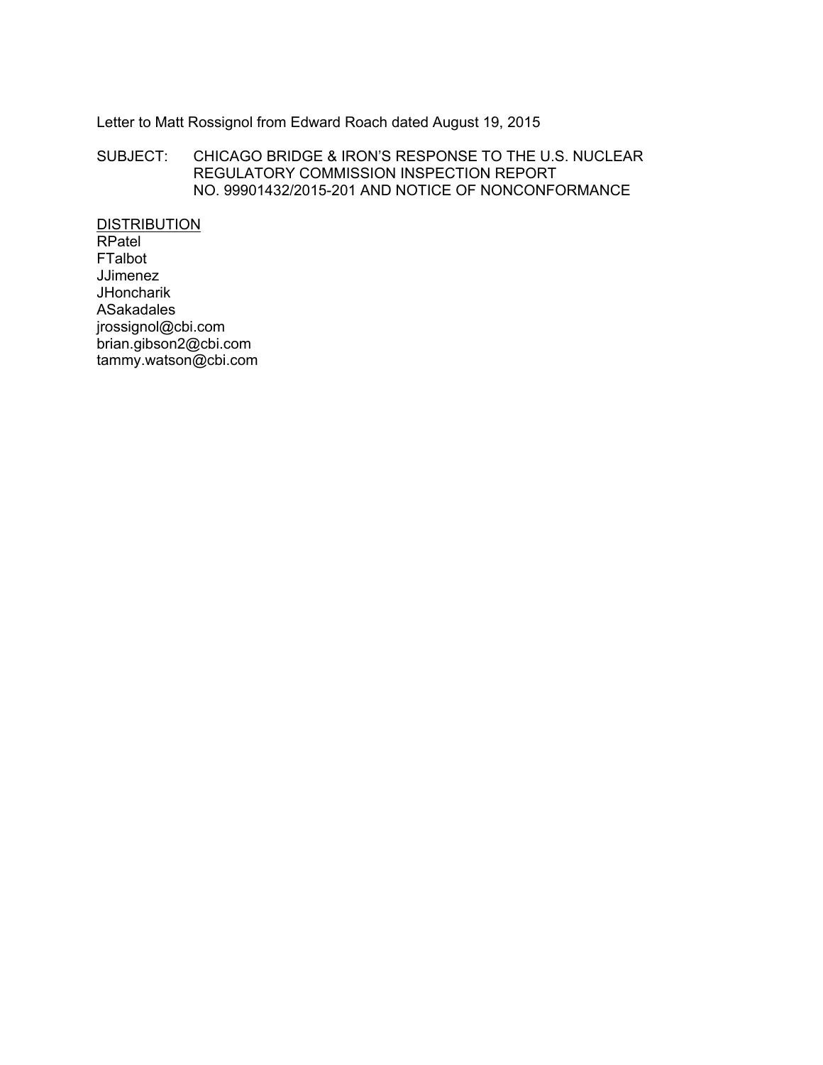Letter to Matt Rossignol from Edward Roach dated August 19, 2015

SUBJECT: CHICAGO BRIDGE & IRON'S RESPONSE TO THE U.S. NUCLEAR REGULATORY COMMISSION INSPECTION REPORT NO. 99901432/2015-201 AND NOTICE OF NONCONFORMANCE

DISTRIBUTION

RPatel
FTalbot
JJimenez
JHoncharik
ASakadales
jrossignol@cbi.com
brian.gibson2@cbi.com
tammy.watson@cbi.com